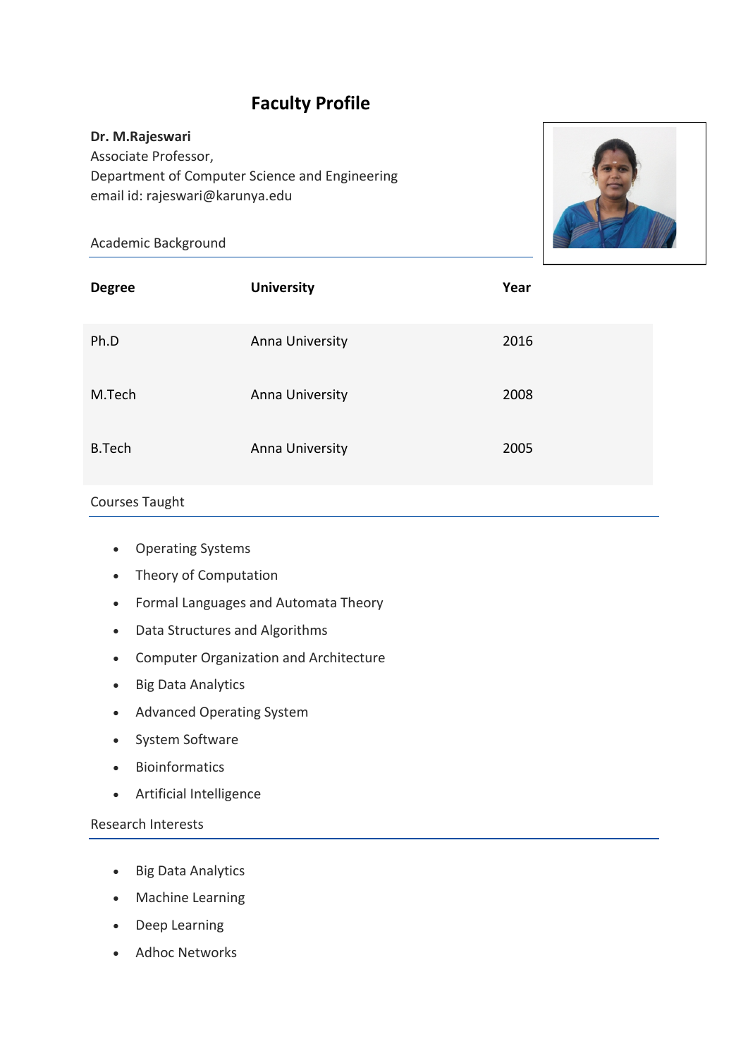# Faculty Profile

**Dr. M.Rajeswari**
Associate Professor,
Department of Computer Science and Engineering
email id: rajeswari@karunya.edu

## Academic Background

| Degree | University | Year |
|---|---|---|
| Ph.D | Anna University | 2016 |
| M.Tech | Anna University | 2008 |
| B.Tech | Anna University | 2005 |

## Courses Taught

- Operating Systems
- Theory of Computation
- Formal Languages and Automata Theory
- Data Structures and Algorithms
- Computer Organization and Architecture
- Big Data Analytics
- Advanced Operating System
- System Software
- Bioinformatics
- Artificial Intelligence

## Research Interests

- Big Data Analytics
- Machine Learning
- Deep Learning
- Adhoc Networks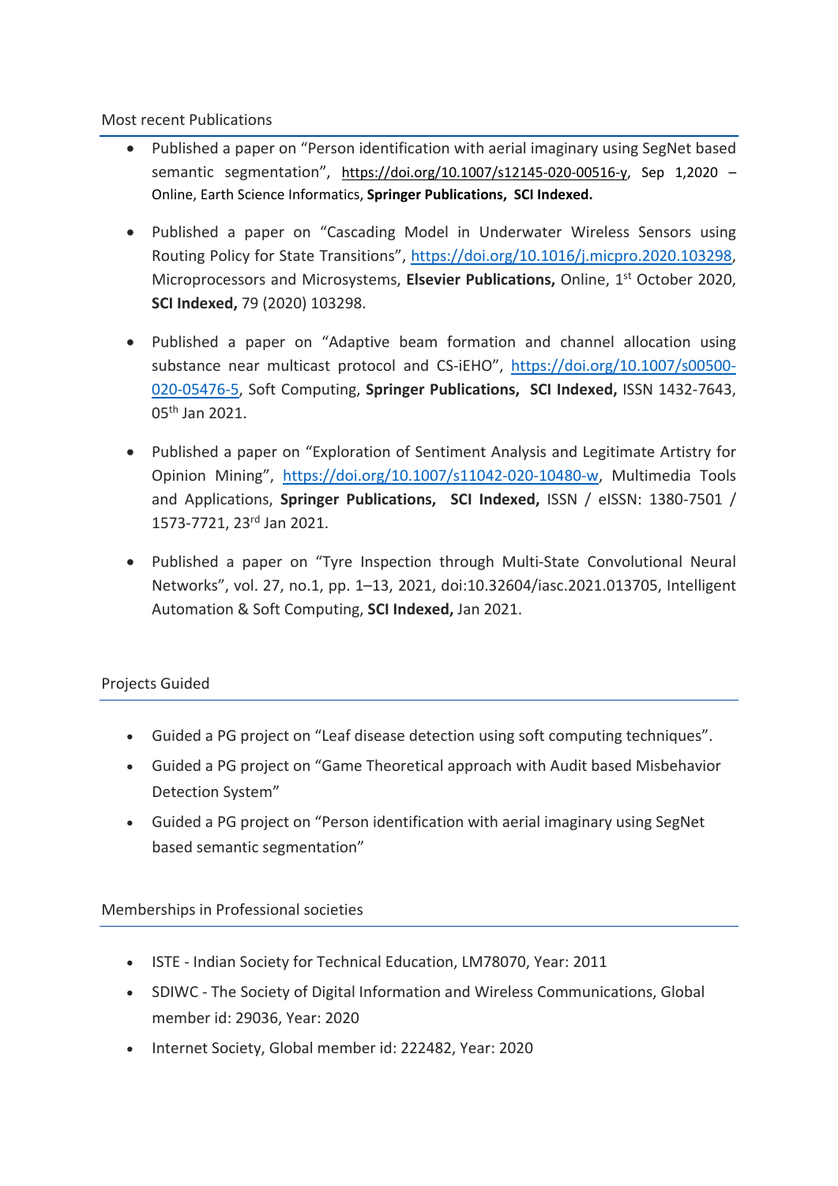## Most recent Publications

- Published a paper on "Person identification with aerial imaginary using SegNet based semantic segmentation", https://doi.org/10.1007/s12145-020-00516-y, Sep 1,2020 – Online, Earth Science Informatics, **Springer Publications, SCI Indexed.**

- Published a paper on "Cascading Model in Underwater Wireless Sensors using Routing Policy for State Transitions", https://doi.org/10.1016/j.micpro.2020.103298, Microprocessors and Microsystems, **Elsevier Publications,** Online, 1st October 2020, **SCI Indexed,** 79 (2020) 103298.

- Published a paper on "Adaptive beam formation and channel allocation using substance near multicast protocol and CS-iEHO", https://doi.org/10.1007/s00500-020-05476-5, Soft Computing, **Springer Publications, SCI Indexed,** ISSN 1432-7643, 05th Jan 2021.

- Published a paper on "Exploration of Sentiment Analysis and Legitimate Artistry for Opinion Mining", https://doi.org/10.1007/s11042-020-10480-w, Multimedia Tools and Applications, **Springer Publications, SCI Indexed,** ISSN / eISSN: 1380-7501 / 1573-7721, 23rd Jan 2021.

- Published a paper on "Tyre Inspection through Multi-State Convolutional Neural Networks", vol. 27, no.1, pp. 1–13, 2021, doi:10.32604/iasc.2021.013705, Intelligent Automation & Soft Computing, **SCI Indexed,** Jan 2021.

## Projects Guided

- Guided a PG project on "Leaf disease detection using soft computing techniques".
- Guided a PG project on "Game Theoretical approach with Audit based Misbehavior Detection System"
- Guided a PG project on "Person identification with aerial imaginary using SegNet based semantic segmentation"

## Memberships in Professional societies

- ISTE - Indian Society for Technical Education, LM78070, Year: 2011
- SDIWC - The Society of Digital Information and Wireless Communications, Global member id: 29036, Year: 2020
- Internet Society, Global member id: 222482, Year: 2020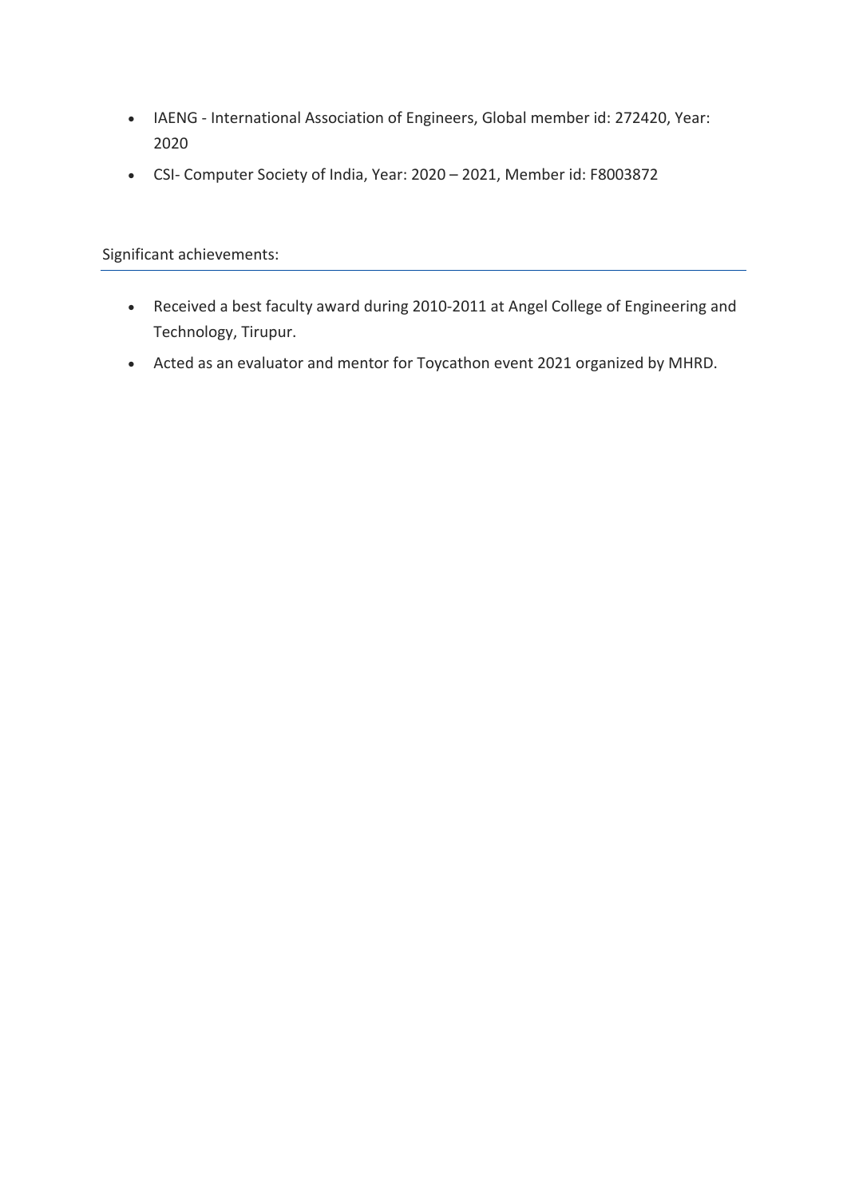- IAENG - International Association of Engineers, Global member id: 272420, Year: 2020
- CSI- Computer Society of India, Year: 2020 – 2021, Member id: F8003872

## Significant achievements:

- Received a best faculty award during 2010-2011 at Angel College of Engineering and Technology, Tirupur.
- Acted as an evaluator and mentor for Toycathon event 2021 organized by MHRD.